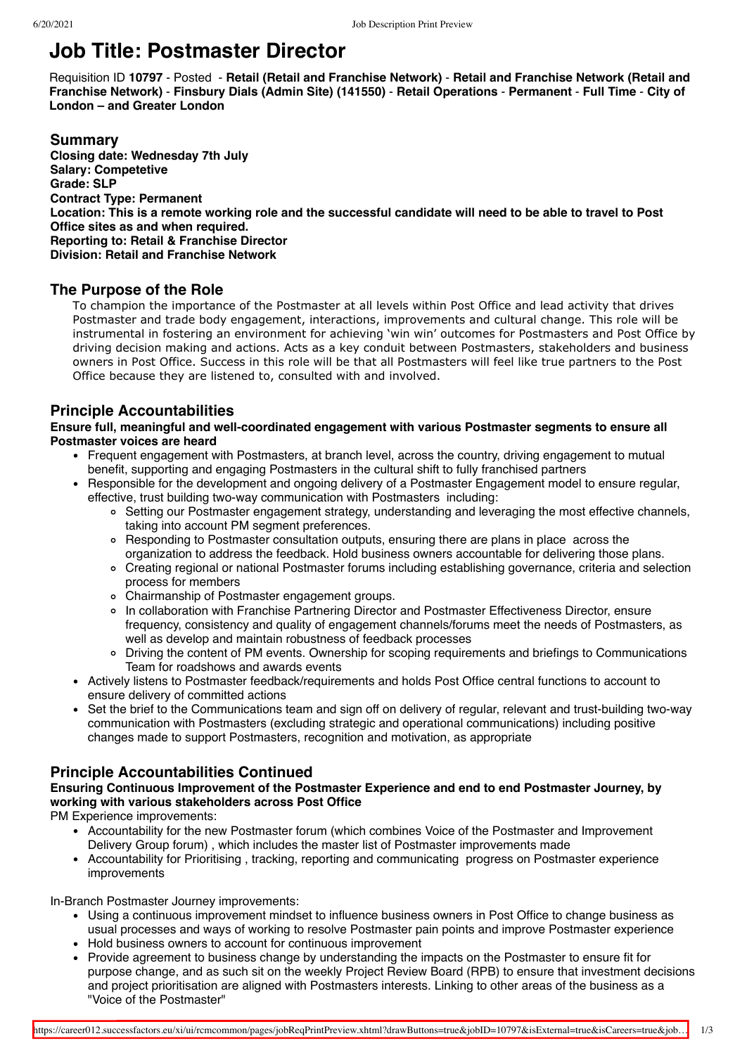# Job Title: Postmaster Director

Requisition ID **10797** - Posted - **Retail (Retail and Franchise Network)** - **Retail and Franchise Network (Retail and Franchise Network)** - **Finsbury Dials (Admin Site) (141550)** - **Retail Operations** - **Permanent** - **Full Time** - **City of London – and Greater London**

## Summary

**Closing date: Wednesday 7th July**
**Salary: Competetive**
**Grade: SLP**
**Contract Type: Permanent**
**Location: This is a remote working role and the successful candidate will need to be able to travel to Post Office sites as and when required.**
**Reporting to: Retail & Franchise Director**
**Division: Retail and Franchise Network**

## The Purpose of the Role

To champion the importance of the Postmaster at all levels within Post Office and lead activity that drives Postmaster and trade body engagement, interactions, improvements and cultural change. This role will be instrumental in fostering an environment for achieving 'win win' outcomes for Postmasters and Post Office by driving decision making and actions. Acts as a key conduit between Postmasters, stakeholders and business owners in Post Office. Success in this role will be that all Postmasters will feel like true partners to the Post Office because they are listened to, consulted with and involved.

## Principle Accountabilities

**Ensure full, meaningful and well-coordinated engagement with various Postmaster segments to ensure all Postmaster voices are heard**

- Frequent engagement with Postmasters, at branch level, across the country, driving engagement to mutual benefit, supporting and engaging Postmasters in the cultural shift to fully franchised partners
- Responsible for the development and ongoing delivery of a Postmaster Engagement model to ensure regular, effective, trust building two-way communication with Postmasters including:
  - Setting our Postmaster engagement strategy, understanding and leveraging the most effective channels, taking into account PM segment preferences.
  - Responding to Postmaster consultation outputs, ensuring there are plans in place across the organization to address the feedback. Hold business owners accountable for delivering those plans.
  - Creating regional or national Postmaster forums including establishing governance, criteria and selection process for members
  - Chairmanship of Postmaster engagement groups.
  - In collaboration with Franchise Partnering Director and Postmaster Effectiveness Director, ensure frequency, consistency and quality of engagement channels/forums meet the needs of Postmasters, as well as develop and maintain robustness of feedback processes
  - Driving the content of PM events. Ownership for scoping requirements and briefings to Communications Team for roadshows and awards events
- Actively listens to Postmaster feedback/requirements and holds Post Office central functions to account to ensure delivery of committed actions
- Set the brief to the Communications team and sign off on delivery of regular, relevant and trust-building two-way communication with Postmasters (excluding strategic and operational communications) including positive changes made to support Postmasters, recognition and motivation, as appropriate

## Principle Accountabilities Continued

**Ensuring Continuous Improvement of the Postmaster Experience and end to end Postmaster Journey, by working with various stakeholders across Post Office**

PM Experience improvements:

- Accountability for the new Postmaster forum (which combines Voice of the Postmaster and Improvement Delivery Group forum) , which includes the master list of Postmaster improvements made
- Accountability for Prioritising , tracking, reporting and communicating progress on Postmaster experience improvements

In-Branch Postmaster Journey improvements:

- Using a continuous improvement mindset to influence business owners in Post Office to change business as usual processes and ways of working to resolve Postmaster pain points and improve Postmaster experience
- Hold business owners to account for continuous improvement
- Provide agreement to business change by understanding the impacts on the Postmaster to ensure fit for purpose change, and as such sit on the weekly Project Review Board (RPB) to ensure that investment decisions and project prioritisation are aligned with Postmasters interests. Linking to other areas of the business as a "Voice of the Postmaster"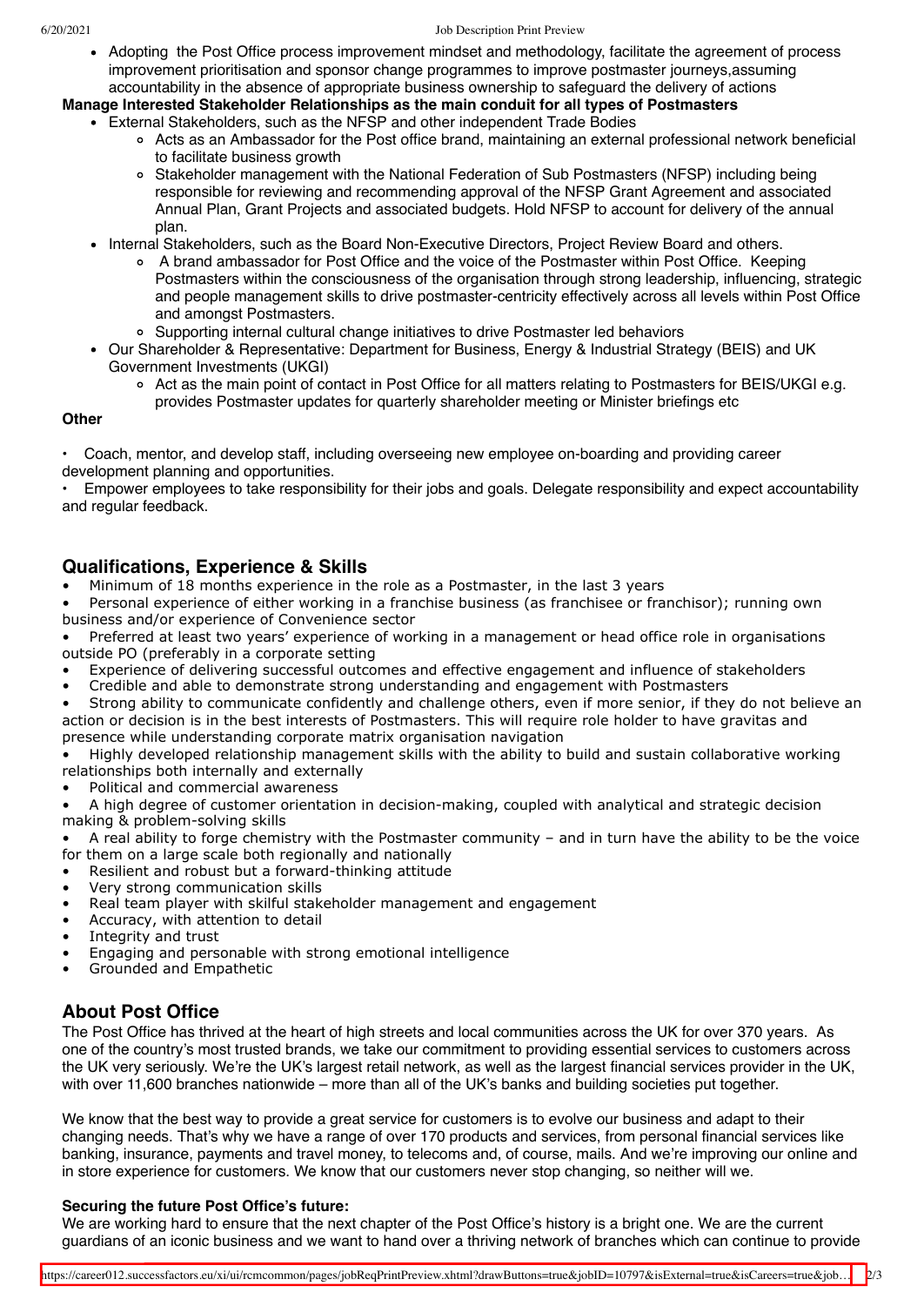- Adopting the Post Office process improvement mindset and methodology, facilitate the agreement of process improvement prioritisation and sponsor change programmes to improve postmaster journeys,assuming accountability in the absence of appropriate business ownership to safeguard the delivery of actions

**Manage Interested Stakeholder Relationships as the main conduit for all types of Postmasters**

- External Stakeholders, such as the NFSP and other independent Trade Bodies
  - Acts as an Ambassador for the Post office brand, maintaining an external professional network beneficial to facilitate business growth
  - Stakeholder management with the National Federation of Sub Postmasters (NFSP) including being responsible for reviewing and recommending approval of the NFSP Grant Agreement and associated Annual Plan, Grant Projects and associated budgets. Hold NFSP to account for delivery of the annual plan.
- Internal Stakeholders, such as the Board Non-Executive Directors, Project Review Board and others.
  - A brand ambassador for Post Office and the voice of the Postmaster within Post Office. Keeping Postmasters within the consciousness of the organisation through strong leadership, influencing, strategic and people management skills to drive postmaster-centricity effectively across all levels within Post Office and amongst Postmasters.
  - Supporting internal cultural change initiatives to drive Postmaster led behaviors
- Our Shareholder & Representative: Department for Business, Energy & Industrial Strategy (BEIS) and UK Government Investments (UKGI)
  - Act as the main point of contact in Post Office for all matters relating to Postmasters for BEIS/UKGI e.g. provides Postmaster updates for quarterly shareholder meeting or Minister briefings etc

**Other**

- Coach, mentor, and develop staff, including overseeing new employee on-boarding and providing career development planning and opportunities.
- Empower employees to take responsibility for their jobs and goals. Delegate responsibility and expect accountability and regular feedback.

## Qualifications, Experience & Skills

- Minimum of 18 months experience in the role as a Postmaster, in the last 3 years
- Personal experience of either working in a franchise business (as franchisee or franchisor); running own business and/or experience of Convenience sector
- Preferred at least two years' experience of working in a management or head office role in organisations outside PO (preferably in a corporate setting
- Experience of delivering successful outcomes and effective engagement and influence of stakeholders
- Credible and able to demonstrate strong understanding and engagement with Postmasters
- Strong ability to communicate confidently and challenge others, even if more senior, if they do not believe an action or decision is in the best interests of Postmasters. This will require role holder to have gravitas and presence while understanding corporate matrix organisation navigation
- Highly developed relationship management skills with the ability to build and sustain collaborative working relationships both internally and externally
- Political and commercial awareness
- A high degree of customer orientation in decision-making, coupled with analytical and strategic decision making & problem-solving skills
- A real ability to forge chemistry with the Postmaster community – and in turn have the ability to be the voice for them on a large scale both regionally and nationally
- Resilient and robust but a forward-thinking attitude
- Very strong communication skills
- Real team player with skilful stakeholder management and engagement
- Accuracy, with attention to detail
- Integrity and trust
- Engaging and personable with strong emotional intelligence
- Grounded and Empathetic

## About Post Office

The Post Office has thrived at the heart of high streets and local communities across the UK for over 370 years. As one of the country's most trusted brands, we take our commitment to providing essential services to customers across the UK very seriously. We're the UK's largest retail network, as well as the largest financial services provider in the UK, with over 11,600 branches nationwide – more than all of the UK's banks and building societies put together.

We know that the best way to provide a great service for customers is to evolve our business and adapt to their changing needs. That's why we have a range of over 170 products and services, from personal financial services like banking, insurance, payments and travel money, to telecoms and, of course, mails. And we're improving our online and in store experience for customers. We know that our customers never stop changing, so neither will we.

**Securing the future Post Office's future:**

We are working hard to ensure that the next chapter of the Post Office's history is a bright one. We are the current guardians of an iconic business and we want to hand over a thriving network of branches which can continue to provide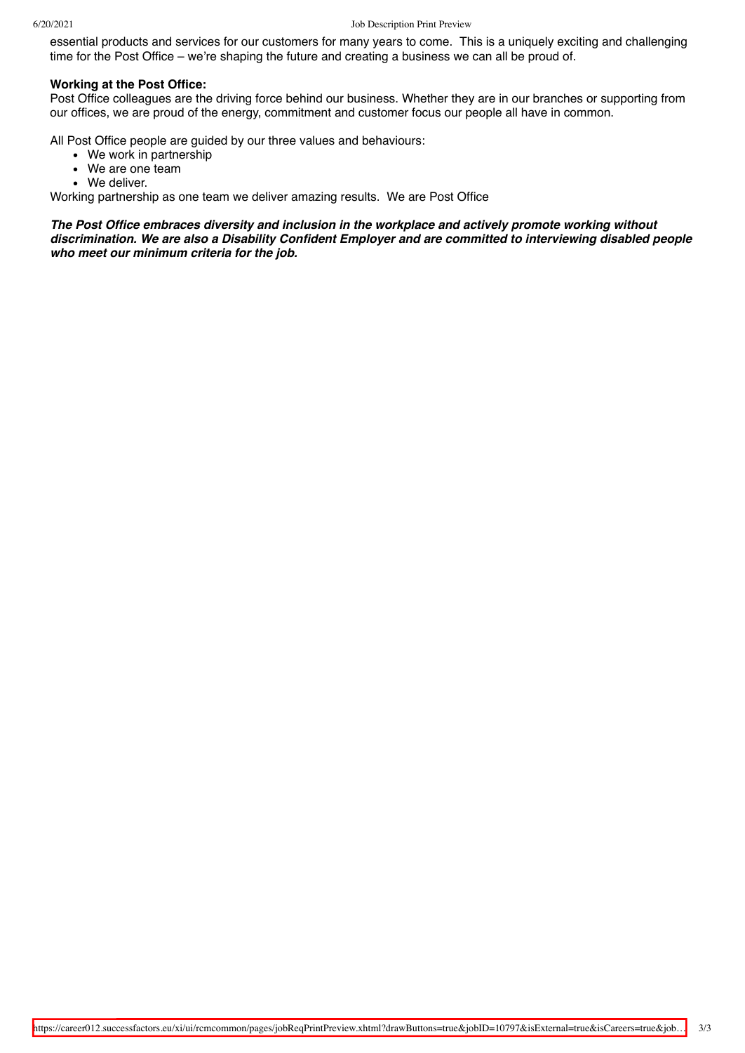essential products and services for our customers for many years to come. This is a uniquely exciting and challenging time for the Post Office – we're shaping the future and creating a business we can all be proud of.

**Working at the Post Office:**

Post Office colleagues are the driving force behind our business. Whether they are in our branches or supporting from our offices, we are proud of the energy, commitment and customer focus our people all have in common.

All Post Office people are guided by our three values and behaviours:

- We work in partnership
- We are one team
- We deliver.

Working partnership as one team we deliver amazing results. We are Post Office

***The Post Office embraces diversity and inclusion in the workplace and actively promote working without discrimination. We are also a Disability Confident Employer and are committed to interviewing disabled people who meet our minimum criteria for the job.***